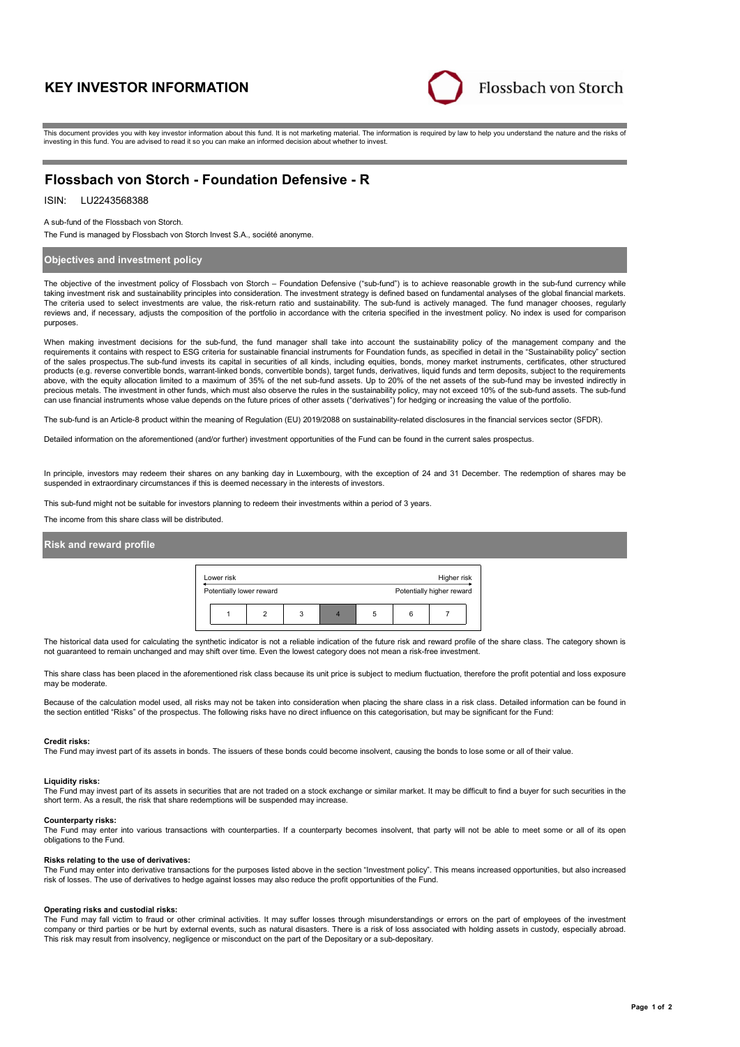# KEY INVESTOR INFORMATION

Flossbach von Storch

This document provides you with key investor information about this fund. It is not marketing material. The information is required by law to help you understand the nature and the risks of investing in this fund. You are advised to read it so you can make an informed decision about whether to invest.

## Flossbach von Storch - Foundation Defensive - R

ISIN: LU2243568388

A sub-fund of the Flossbach von Storch.

The Fund is managed by Flossbach von Storch Invest S.A., société anonyme.

### Objectives and investment policy

The objective of the investment policy of Flossbach von Storch – Foundation Defensive ("sub-fund") is to achieve reasonable growth in the sub-fund currency while taking investment risk and sustainability principles into consideration. The investment strategy is defined based on fundamental analyses of the global financial markets. The criteria used to select investments are value, the risk-return ratio and sustainability. The sub-fund is actively managed. The fund manager chooses, regularly reviews and, if necessary, adjusts the composition of the portfolio in accordance with the criteria specified in the investment policy. No index is used for comparison purposes.

When making investment decisions for the sub-fund, the fund manager shall take into account the sustainability policy of the management company and the requirements it contains with respect to ESG criteria for sustainable financial instruments for Foundation funds, as specified in detail in the "Sustainability policy" section of the sales prospectus.The sub-fund invests its capital in securities of all kinds, including equities, bonds, money market instruments, certificates, other structured products (e.g. reverse convertible bonds, warrant-linked bonds, convertible bonds), target funds, derivatives, liquid funds and term deposits, subject to the requirements above, with the equity allocation limited to a maximum of 35% of the net sub-fund assets. Up to 20% of the net assets of the sub-fund may be invested indirectly in precious metals. The investment in other funds, which must also observe the rules in the sustainability policy, may not exceed 10% of the sub-fund assets. The sub-fund can use financial instruments whose value depends on the future prices of other assets ("derivatives") for hedging or increasing the value of the portfolio.

The sub-fund is an Article-8 product within the meaning of Regulation (EU) 2019/2088 on sustainability-related disclosures in the financial services sector (SFDR).

Detailed information on the aforementioned (and/or further) investment opportunities of the Fund can be found in the current sales prospectus.

In principle, investors may redeem their shares on any banking day in Luxembourg, with the exception of 24 and 31 December. The redemption of shares may be suspended in extraordinary circumstances if this is deemed necessary in the interests of investors.

This sub-fund might not be suitable for investors planning to redeem their investments within a period of 3 years.

The income from this share class will be distributed.

### Risk and reward profile

| Lower risk | | | | | | Higher risk |
|---|---|---|---|---|---|---|
| Potentially lower reward | | | | | | Potentially higher reward |
| 1 | 2 | 3 | **4** | 5 | 6 | 7 |

The historical data used for calculating the synthetic indicator is not a reliable indication of the future risk and reward profile of the share class. The category shown is not guaranteed to remain unchanged and may shift over time. Even the lowest category does not mean a risk-free investment.

This share class has been placed in the aforementioned risk class because its unit price is subject to medium fluctuation, therefore the profit potential and loss exposure may be moderate.

Because of the calculation model used, all risks may not be taken into consideration when placing the share class in a risk class. Detailed information can be found in the section entitled "Risks" of the prospectus. The following risks have no direct influence on this categorisation, but may be significant for the Fund:

**Credit risks:**
The Fund may invest part of its assets in bonds. The issuers of these bonds could become insolvent, causing the bonds to lose some or all of their value.

**Liquidity risks:**
The Fund may invest part of its assets in securities that are not traded on a stock exchange or similar market. It may be difficult to find a buyer for such securities in the short term. As a result, the risk that share redemptions will be suspended may increase.

**Counterparty risks:**
The Fund may enter into various transactions with counterparties. If a counterparty becomes insolvent, that party will not be able to meet some or all of its open obligations to the Fund.

**Risks relating to the use of derivatives:**
The Fund may enter into derivative transactions for the purposes listed above in the section "Investment policy". This means increased opportunities, but also increased risk of losses. The use of derivatives to hedge against losses may also reduce the profit opportunities of the Fund.

**Operating risks and custodial risks:**
The Fund may fall victim to fraud or other criminal activities. It may suffer losses through misunderstandings or errors on the part of employees of the investment company or third parties or be hurt by external events, such as natural disasters. There is a risk of loss associated with holding assets in custody, especially abroad. This risk may result from insolvency, negligence or misconduct on the part of the Depositary or a sub-depositary.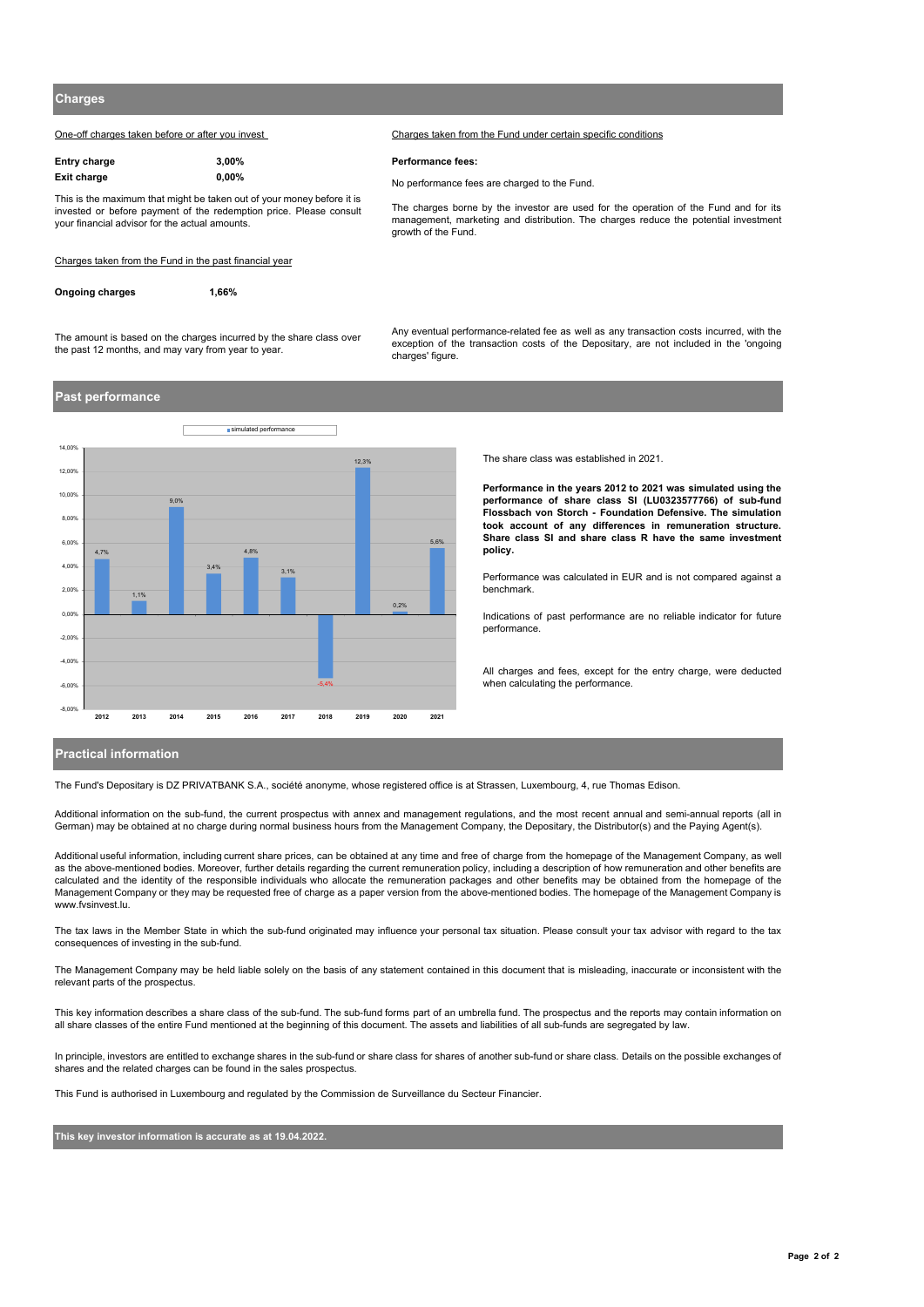## Charges

One-off charges taken before or after you invest

| | |
|---|---|
| **Entry charge** | **3,00%** |
| **Exit charge** | **0,00%** |

This is the maximum that might be taken out of your money before it is invested or before payment of the redemption price. Please consult your financial advisor for the actual amounts.

Charges taken from the Fund in the past financial year

| | |
|---|---|
| **Ongoing charges** | **1,66%** |

The amount is based on the charges incurred by the share class over the past 12 months, and may vary from year to year.

Charges taken from the Fund under certain specific conditions

**Performance fees:**

No performance fees are charged to the Fund.

The charges borne by the investor are used for the operation of the Fund and for its management, marketing and distribution. The charges reduce the potential investment growth of the Fund.

Any eventual performance-related fee as well as any transaction costs incurred, with the exception of the transaction costs of the Depositary, are not included in the 'ongoing charges' figure.

## Past performance

simulated performance

14,00%
12,00%
10,00%
8,00%
6,00%
4,00%
2,00%
0,00%
-2,00%
-4,00%
-6,00%
-8,00%

4,7% 1,1% 9,0% 3,4% 4,8% 3,1% -5,4% 12,3% 0,2% 5,6%

2012 2013 2014 2015 2016 2017 2018 2019 2020 2021

The share class was established in 2021.

**Performance in the years 2012 to 2021 was simulated using the performance of share class SI (LU0323577766) of sub-fund Flossbach von Storch - Foundation Defensive. The simulation took account of any differences in remuneration structure. Share class SI and share class R have the same investment policy.**

Performance was calculated in EUR and is not compared against a benchmark.

Indications of past performance are no reliable indicator for future performance.

All charges and fees, except for the entry charge, were deducted when calculating the performance.

## Practical information

The Fund's Depositary is DZ PRIVATBANK S.A., société anonyme, whose registered office is at Strassen, Luxembourg, 4, rue Thomas Edison.

Additional information on the sub-fund, the current prospectus with annex and management regulations, and the most recent annual and semi-annual reports (all in German) may be obtained at no charge during normal business hours from the Management Company, the Depositary, the Distributor(s) and the Paying Agent(s).

Additional useful information, including current share prices, can be obtained at any time and free of charge from the homepage of the Management Company, as well as the above-mentioned bodies. Moreover, further details regarding the current remuneration policy, including a description of how remuneration and other benefits are calculated and the identity of the responsible individuals who allocate the remuneration packages and other benefits may be obtained from the homepage of the Management Company or they may be requested free of charge as a paper version from the above-mentioned bodies. The homepage of the Management Company is www.fvsinvest.lu.

The tax laws in the Member State in which the sub-fund originated may influence your personal tax situation. Please consult your tax advisor with regard to the tax consequences of investing in the sub-fund.

The Management Company may be held liable solely on the basis of any statement contained in this document that is misleading, inaccurate or inconsistent with the relevant parts of the prospectus.

This key information describes a share class of the sub-fund. The sub-fund forms part of an umbrella fund. The prospectus and the reports may contain information on all share classes of the entire Fund mentioned at the beginning of this document. The assets and liabilities of all sub-funds are segregated by law.

In principle, investors are entitled to exchange shares in the sub-fund or share class for shares of another sub-fund or share class. Details on the possible exchanges of shares and the related charges can be found in the sales prospectus.

This Fund is authorised in Luxembourg and regulated by the Commission de Surveillance du Secteur Financier.

**This key investor information is accurate as at 19.04.2022.**